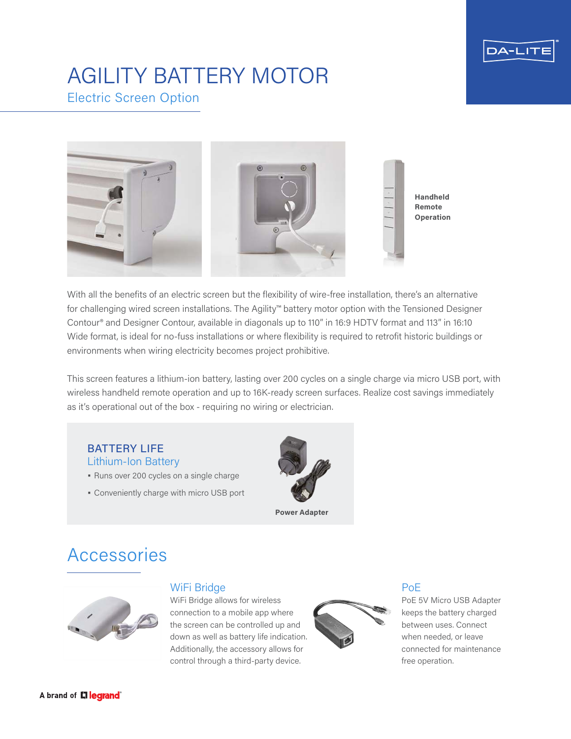# AGILITY BATTERY MOTOR

## Electric Screen Option

**Handheld Remote Operation**

With all the benefits of an electric screen but the flexibility of wire-free installation, there's an alternative for challenging wired screen installations. The Agility™ battery motor option with the Tensioned Designer Contour® and Designer Contour, available in diagonals up to 110" in 16:9 HDTV format and 113" in 16:10 Wide format, is ideal for no-fuss installations or where flexibility is required to retrofit historic buildings or environments when wiring electricity becomes project prohibitive.

This screen features a lithium-ion battery, lasting over 200 cycles on a single charge via micro USB port, with wireless handheld remote operation and up to 16K-ready screen surfaces. Realize cost savings immediately as it's operational out of the box - requiring no wiring or electrician.

### BATTERY LIFE

#### Lithium-Ion Battery

- Runs over 200 cycles on a single charge
- Conveniently charge with micro USB port

**Power Adapter**

## Accessories

### WiFi Bridge

WiFi Bridge allows for wireless connection to a mobile app where the screen can be controlled up and down as well as battery life indication. Additionally, the accessory allows for control through a third-party device.

### PoE

PoE 5V Micro USB Adapter keeps the battery charged between uses. Connect when needed, or leave connected for maintenance free operation.

A brand of legrand®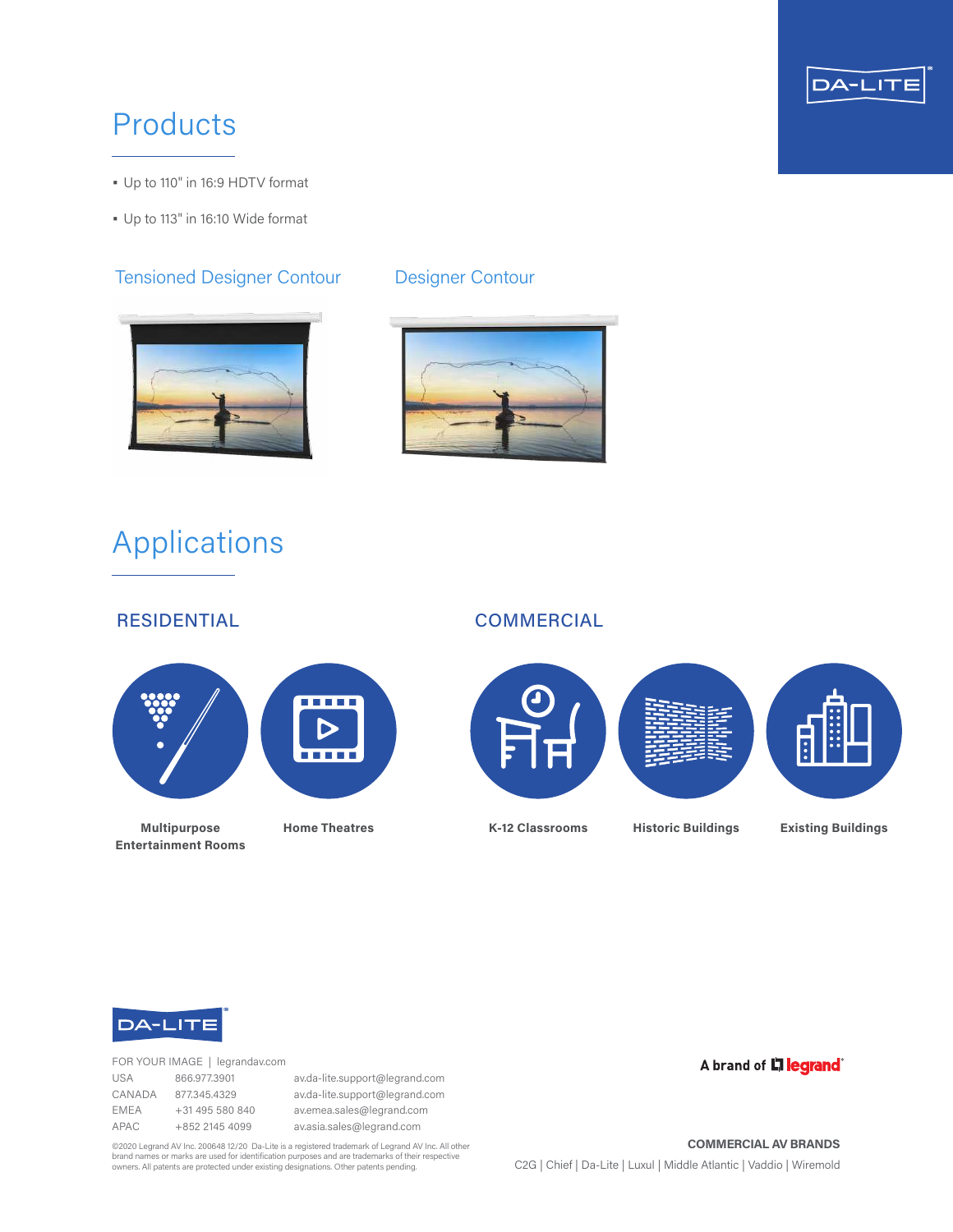# Products

- Up to 110" in 16:9 HDTV format
- Up to 113" in 16:10 Wide format

### Tensioned Designer Contour

### Designer Contour

# Applications

## RESIDENTIAL

**Multipurpose Entertainment Rooms**

**Home Theatres**

## COMMERCIAL

**K-12 Classrooms**

**Historic Buildings**

**Existing Buildings**

FOR YOUR IMAGE | legrandav.com

| | | |
|---|---|---|
| USA | 866.977.3901 | av.da-lite.support@legrand.com |
| CANADA | 877.345.4329 | av.da-lite.support@legrand.com |
| EMEA | +31 495 580 840 | av.emea.sales@legrand.com |
| APAC | +852 2145 4099 | av.asia.sales@legrand.com |

©2020 Legrand AV Inc. 200648 12/20 Da-Lite is a registered trademark of Legrand AV Inc. All other brand names or marks are used for identification purposes and are trademarks of their respective owners. All patents are protected under existing designations. Other patents pending.

A brand of legrand

**COMMERCIAL AV BRANDS**

C2G | Chief | Da-Lite | Luxul | Middle Atlantic | Vaddio | Wiremold